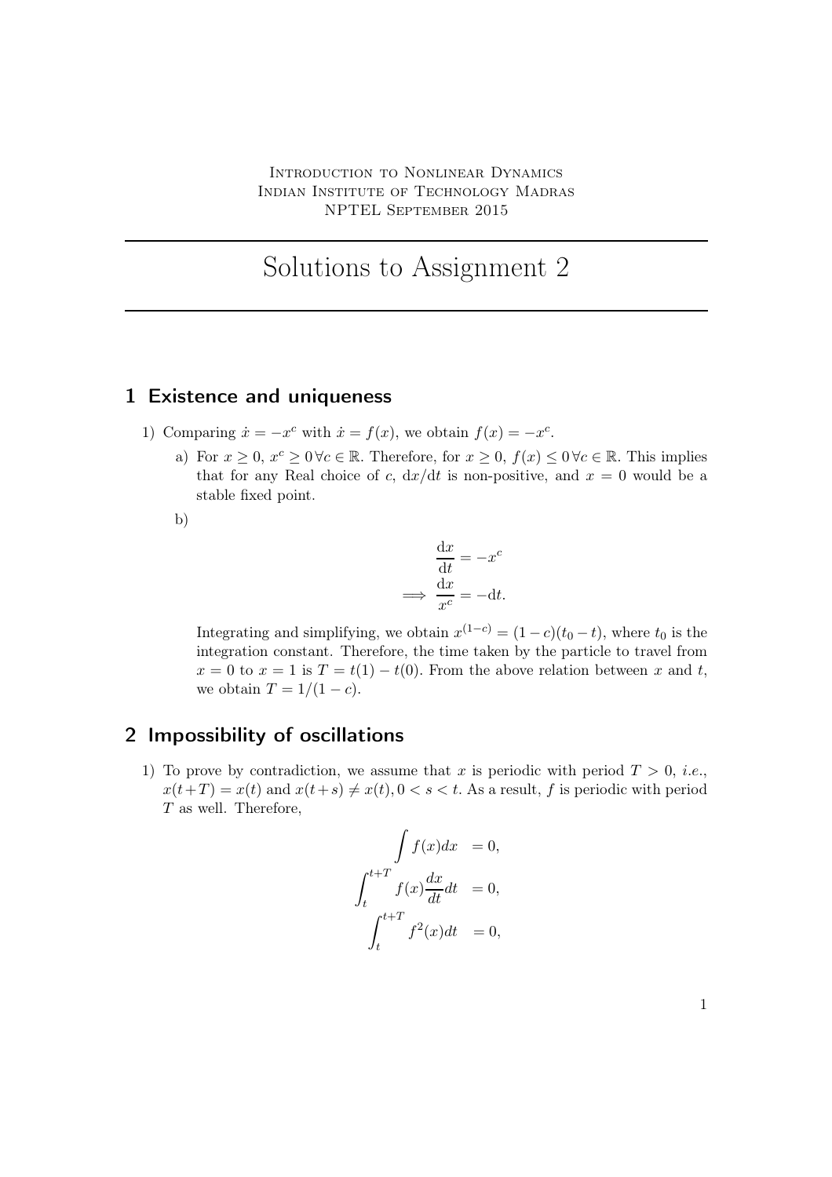Introduction to Nonlinear Dynamics
Indian Institute of Technology Madras
NPTEL September 2015

# Solutions to Assignment 2

## 1 Existence and uniqueness

1) Comparing $\dot{x} = -x^c$ with $\dot{x} = f(x)$, we obtain $f(x) = -x^c$.

   a) For $x \geq 0$, $x^c \geq 0 \, \forall c \in \mathbb{R}$. Therefore, for $x \geq 0$, $f(x) \leq 0 \, \forall c \in \mathbb{R}$. This implies that for any Real choice of $c$, $\mathrm{d}x/\mathrm{d}t$ is non-positive, and $x = 0$ would be a stable fixed point.

   b)

$$\frac{\mathrm{d}x}{\mathrm{d}t} = -x^c$$
$$\implies \frac{\mathrm{d}x}{x^c} = -\mathrm{d}t.$$

   Integrating and simplifying, we obtain $x^{(1-c)} = (1-c)(t_0 - t)$, where $t_0$ is the integration constant. Therefore, the time taken by the particle to travel from $x = 0$ to $x = 1$ is $T = t(1) - t(0)$. From the above relation between $x$ and $t$, we obtain $T = 1/(1-c)$.

## 2 Impossibility of oscillations

1) To prove by contradiction, we assume that $x$ is periodic with period $T > 0$, *i.e.*, $x(t+T) = x(t)$ and $x(t+s) \neq x(t), 0 < s < t$. As a result, $f$ is periodic with period $T$ as well. Therefore,

$$\begin{aligned}
\int f(x)dx &= 0, \\
\int_t^{t+T} f(x)\frac{dx}{dt}dt &= 0, \\
\int_t^{t+T} f^2(x)dt &= 0,
\end{aligned}$$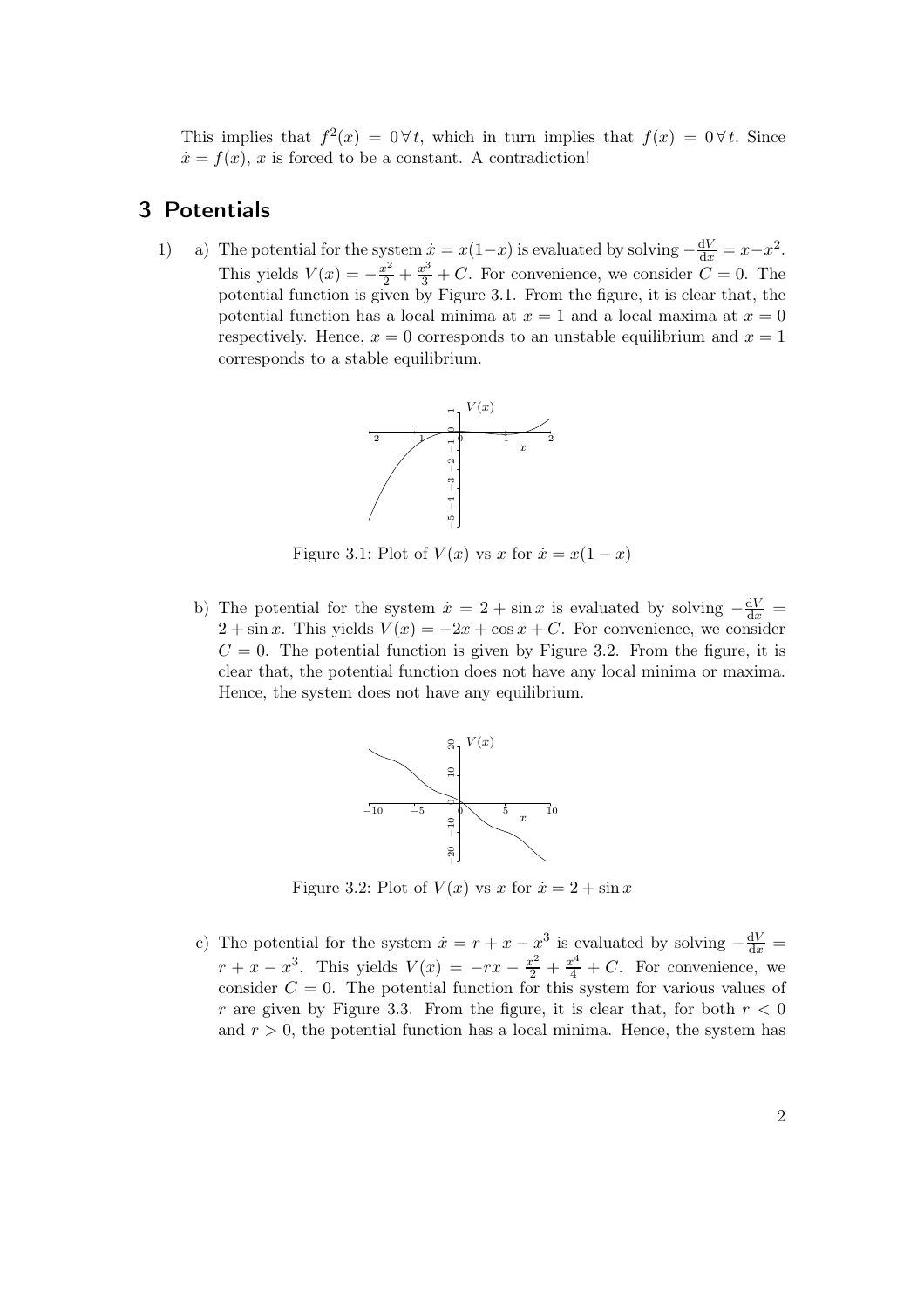This implies that $f^2(x) = 0 \, \forall \, t$, which in turn implies that $f(x) = 0 \, \forall \, t$. Since $\dot{x} = f(x)$, $x$ is forced to be a constant. A contradiction!

## 3 Potentials

1) a) The potential for the system $\dot{x} = x(1-x)$ is evaluated by solving $-\frac{\mathrm{d}V}{\mathrm{d}x} = x - x^2$. This yields $V(x) = -\frac{x^2}{2} + \frac{x^3}{3} + C$. For convenience, we consider $C = 0$. The potential function is given by Figure 3.1. From the figure, it is clear that, the potential function has a local minima at $x = 1$ and a local maxima at $x = 0$ respectively. Hence, $x = 0$ corresponds to an unstable equilibrium and $x = 1$ corresponds to a stable equilibrium.

Figure 3.1: Plot of $V(x)$ vs $x$ for $\dot{x} = x(1-x)$

b) The potential for the system $\dot{x} = 2 + \sin x$ is evaluated by solving $-\frac{\mathrm{d}V}{\mathrm{d}x} = 2 + \sin x$. This yields $V(x) = -2x + \cos x + C$. For convenience, we consider $C = 0$. The potential function is given by Figure 3.2. From the figure, it is clear that, the potential function does not have any local minima or maxima. Hence, the system does not have any equilibrium.

Figure 3.2: Plot of $V(x)$ vs $x$ for $\dot{x} = 2 + \sin x$

c) The potential for the system $\dot{x} = r + x - x^3$ is evaluated by solving $-\frac{\mathrm{d}V}{\mathrm{d}x} = r + x - x^3$. This yields $V(x) = -rx - \frac{x^2}{2} + \frac{x^4}{4} + C$. For convenience, we consider $C = 0$. The potential function for this system for various values of $r$ are given by Figure 3.3. From the figure, it is clear that, for both $r < 0$ and $r > 0$, the potential function has a local minima. Hence, the system has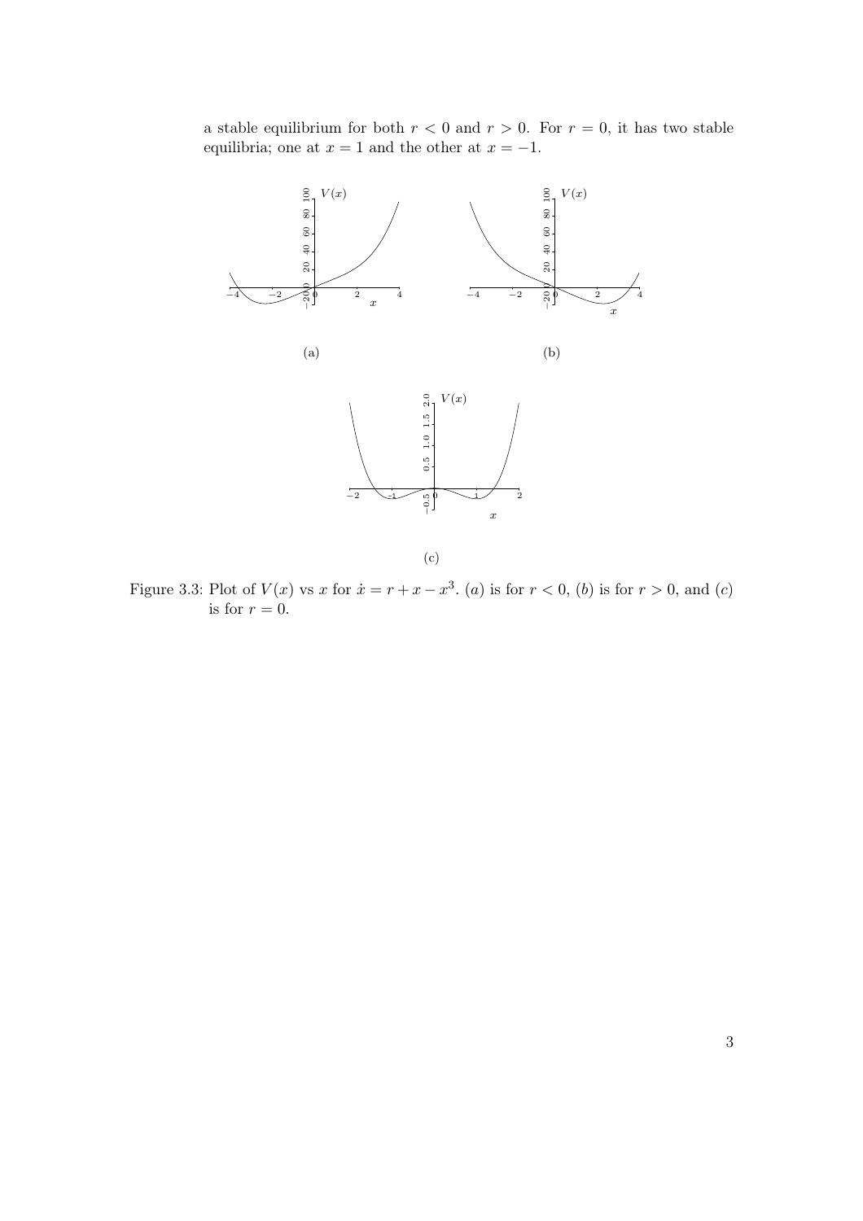a stable equilibrium for both $r < 0$ and $r > 0$. For $r = 0$, it has two stable equilibria; one at $x = 1$ and the other at $x = -1$.

V(x)
100
80
60
40
20
0
−20
−4
−2
0
2
4
x

(a)

V(x)
100
80
60
40
20
0
−20
−4
−2
0
2
4
x

(b)

V(x)
2.0
1.5
1.0
0.5
0
−0.5
−2
−1
0
1
2
x

(c)

Figure 3.3: Plot of $V(x)$ vs $x$ for $\dot{x} = r + x - x^3$. $(a)$ is for $r < 0$, $(b)$ is for $r > 0$, and $(c)$ is for $r = 0$.